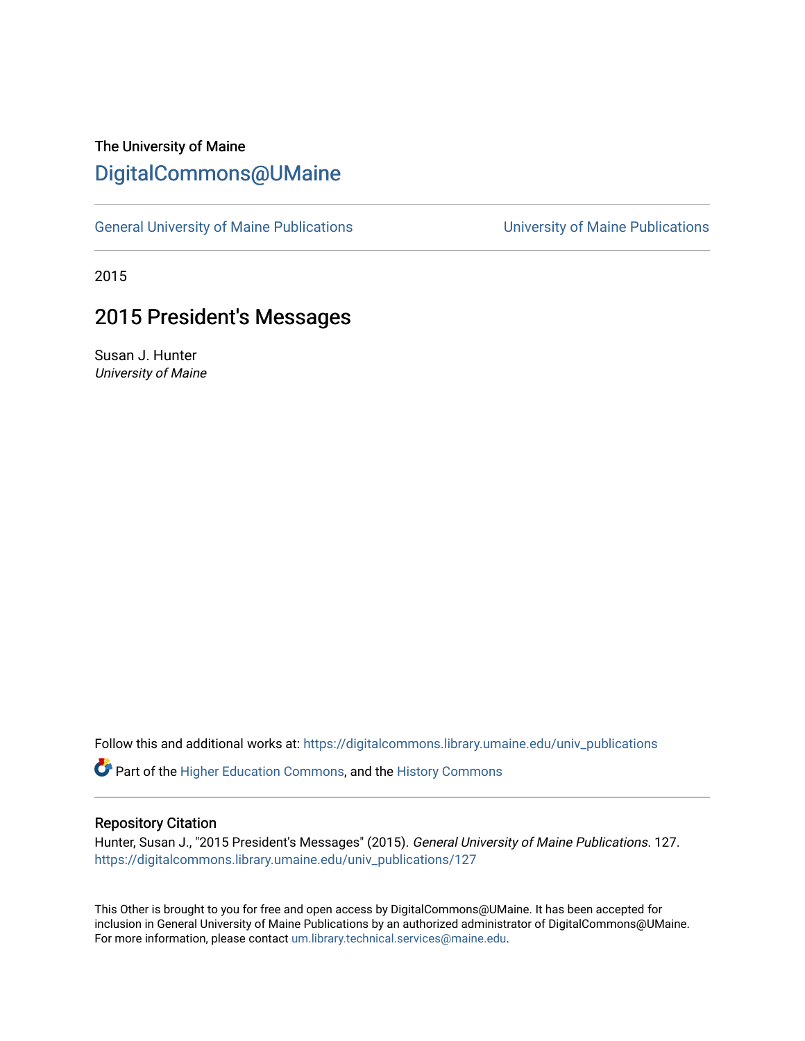The University of Maine

# DigitalCommons@UMaine

General University of Maine Publications | University of Maine Publications

2015

## 2015 President's Messages

Susan J. Hunter
*University of Maine*

Follow this and additional works at: https://digitalcommons.library.umaine.edu/univ_publications

Part of the Higher Education Commons, and the History Commons

### Repository Citation

Hunter, Susan J., "2015 President's Messages" (2015). *General University of Maine Publications*. 127.
https://digitalcommons.library.umaine.edu/univ_publications/127

This Other is brought to you for free and open access by DigitalCommons@UMaine. It has been accepted for inclusion in General University of Maine Publications by an authorized administrator of DigitalCommons@UMaine. For more information, please contact um.library.technical.services@maine.edu.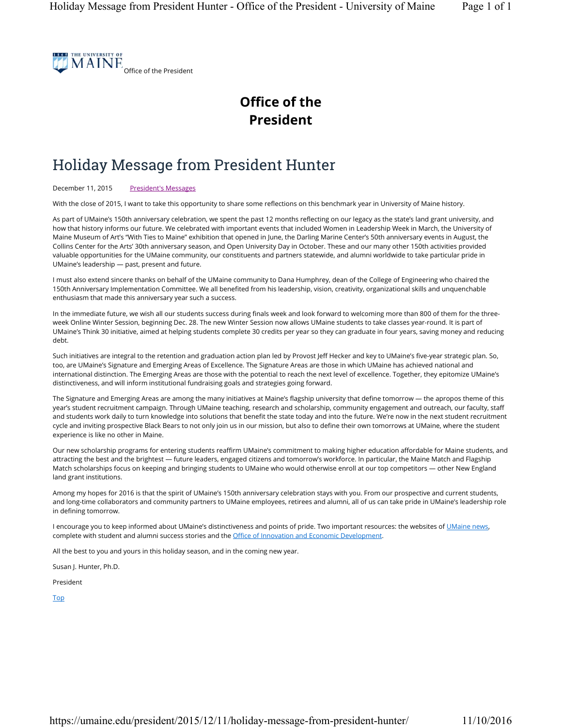Office of the President

# Office of the President

## Holiday Message from President Hunter

December 11, 2015 President's Messages

With the close of 2015, I want to take this opportunity to share some reflections on this benchmark year in University of Maine history.

As part of UMaine's 150th anniversary celebration, we spent the past 12 months reflecting on our legacy as the state's land grant university, and how that history informs our future. We celebrated with important events that included Women in Leadership Week in March, the University of Maine Museum of Art's "With Ties to Maine" exhibition that opened in June, the Darling Marine Center's 50th anniversary events in August, the Collins Center for the Arts' 30th anniversary season, and Open University Day in October. These and our many other 150th activities provided valuable opportunities for the UMaine community, our constituents and partners statewide, and alumni worldwide to take particular pride in UMaine's leadership — past, present and future.

I must also extend sincere thanks on behalf of the UMaine community to Dana Humphrey, dean of the College of Engineering who chaired the 150th Anniversary Implementation Committee. We all benefited from his leadership, vision, creativity, organizational skills and unquenchable enthusiasm that made this anniversary year such a success.

In the immediate future, we wish all our students success during finals week and look forward to welcoming more than 800 of them for the three-week Online Winter Session, beginning Dec. 28. The new Winter Session now allows UMaine students to take classes year-round. It is part of UMaine's Think 30 initiative, aimed at helping students complete 30 credits per year so they can graduate in four years, saving money and reducing debt.

Such initiatives are integral to the retention and graduation action plan led by Provost Jeff Hecker and key to UMaine's five-year strategic plan. So, too, are UMaine's Signature and Emerging Areas of Excellence. The Signature Areas are those in which UMaine has achieved national and international distinction. The Emerging Areas are those with the potential to reach the next level of excellence. Together, they epitomize UMaine's distinctiveness, and will inform institutional fundraising goals and strategies going forward.

The Signature and Emerging Areas are among the many initiatives at Maine's flagship university that define tomorrow — the apropos theme of this year's student recruitment campaign. Through UMaine teaching, research and scholarship, community engagement and outreach, our faculty, staff and students work daily to turn knowledge into solutions that benefit the state today and into the future. We're now in the next student recruitment cycle and inviting prospective Black Bears to not only join us in our mission, but also to define their own tomorrows at UMaine, where the student experience is like no other in Maine.

Our new scholarship programs for entering students reaffirm UMaine's commitment to making higher education affordable for Maine students, and attracting the best and the brightest — future leaders, engaged citizens and tomorrow's workforce. In particular, the Maine Match and Flagship Match scholarships focus on keeping and bringing students to UMaine who would otherwise enroll at our top competitors — other New England land grant institutions.

Among my hopes for 2016 is that the spirit of UMaine's 150th anniversary celebration stays with you. From our prospective and current students, and long-time collaborators and community partners to UMaine employees, retirees and alumni, all of us can take pride in UMaine's leadership role in defining tomorrow.

I encourage you to keep informed about UMaine's distinctiveness and points of pride. Two important resources: the websites of UMaine news, complete with student and alumni success stories and the Office of Innovation and Economic Development.

All the best to you and yours in this holiday season, and in the coming new year.

Susan J. Hunter, Ph.D.

President

Top